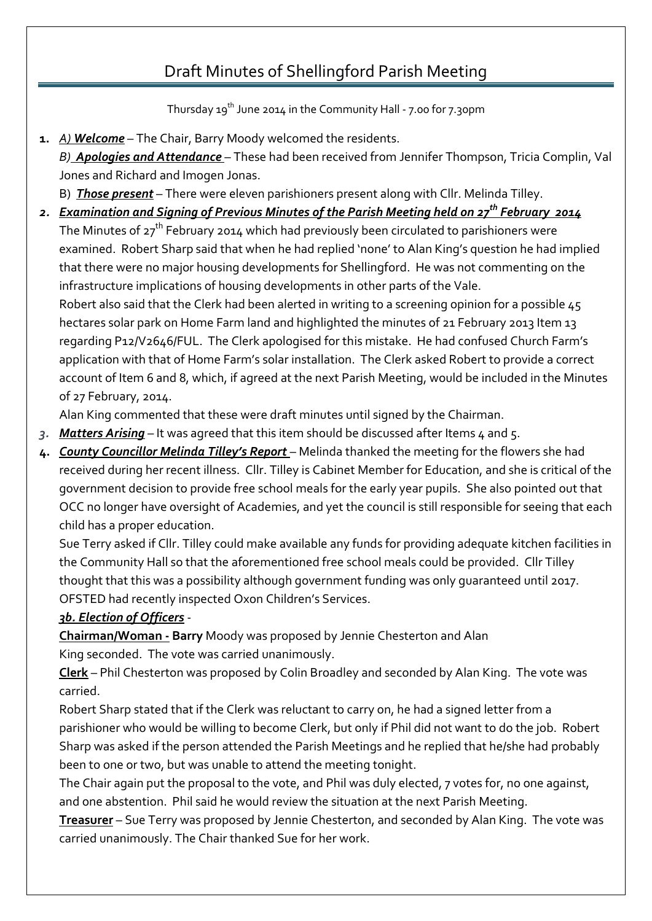# Draft Minutes of Shellingford Parish Meeting

Thursday 19th June 2014 in the Community Hall - 7.00 for 7.30pm

1. ***A) Welcome*** – The Chair, Barry Moody welcomed the residents.

   ***B) Apologies and Attendance*** – These had been received from Jennifer Thompson, Tricia Complin, Val Jones and Richard and Imogen Jonas.

   B) ***Those present*** – There were eleven parishioners present along with Cllr. Melinda Tilley.

2. ***Examination and Signing of Previous Minutes of the Parish Meeting held on 27th February 2014***

   The Minutes of 27th February 2014 which had previously been circulated to parishioners were examined. Robert Sharp said that when he had replied 'none' to Alan King's question he had implied that there were no major housing developments for Shellingford. He was not commenting on the infrastructure implications of housing developments in other parts of the Vale.

   Robert also said that the Clerk had been alerted in writing to a screening opinion for a possible 45 hectares solar park on Home Farm land and highlighted the minutes of 21 February 2013 Item 13 regarding P12/V2646/FUL. The Clerk apologised for this mistake. He had confused Church Farm's application with that of Home Farm's solar installation. The Clerk asked Robert to provide a correct account of Item 6 and 8, which, if agreed at the next Parish Meeting, would be included in the Minutes of 27 February, 2014.

   Alan King commented that these were draft minutes until signed by the Chairman.

3. ***Matters Arising*** – It was agreed that this item should be discussed after Items 4 and 5.

4. ***County Councillor Melinda Tilley's Report*** – Melinda thanked the meeting for the flowers she had received during her recent illness. Cllr. Tilley is Cabinet Member for Education, and she is critical of the government decision to provide free school meals for the early year pupils. She also pointed out that OCC no longer have oversight of Academies, and yet the council is still responsible for seeing that each child has a proper education.

   Sue Terry asked if Cllr. Tilley could make available any funds for providing adequate kitchen facilities in the Community Hall so that the aforementioned free school meals could be provided. Cllr Tilley thought that this was a possibility although government funding was only guaranteed until 2017. OFSTED had recently inspected Oxon Children's Services.

   ***3b. Election of Officers*** -

   **Chairman/Woman - Barry** Moody was proposed by Jennie Chesterton and Alan King seconded. The vote was carried unanimously.

   **Clerk** – Phil Chesterton was proposed by Colin Broadley and seconded by Alan King. The vote was carried.

   Robert Sharp stated that if the Clerk was reluctant to carry on, he had a signed letter from a parishioner who would be willing to become Clerk, but only if Phil did not want to do the job. Robert Sharp was asked if the person attended the Parish Meetings and he replied that he/she had probably been to one or two, but was unable to attend the meeting tonight.

   The Chair again put the proposal to the vote, and Phil was duly elected, 7 votes for, no one against, and one abstention. Phil said he would review the situation at the next Parish Meeting.

   **Treasurer** – Sue Terry was proposed by Jennie Chesterton, and seconded by Alan King. The vote was carried unanimously. The Chair thanked Sue for her work.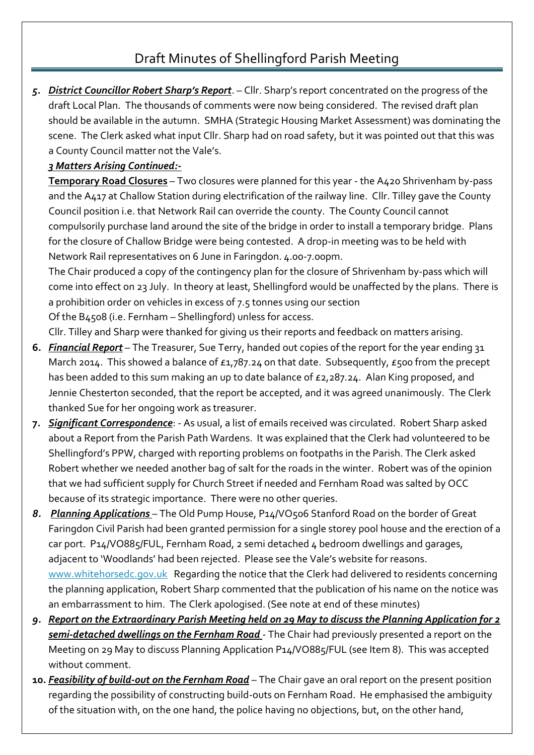# Draft Minutes of Shellingford Parish Meeting

5. ***District Councillor Robert Sharp's Report***. – Cllr. Sharp's report concentrated on the progress of the draft Local Plan. The thousands of comments were now being considered. The revised draft plan should be available in the autumn. SMHA (Strategic Housing Market Assessment) was dominating the scene. The Clerk asked what input Cllr. Sharp had on road safety, but it was pointed out that this was a County Council matter not the Vale's.

   ***3 Matters Arising Continued:-***

   **Temporary Road Closures** – Two closures were planned for this year - the A420 Shrivenham by-pass and the A417 at Challow Station during electrification of the railway line. Cllr. Tilley gave the County Council position i.e. that Network Rail can override the county. The County Council cannot compulsorily purchase land around the site of the bridge in order to install a temporary bridge. Plans for the closure of Challow Bridge were being contested. A drop-in meeting was to be held with Network Rail representatives on 6 June in Faringdon. 4.00-7.00pm.

   The Chair produced a copy of the contingency plan for the closure of Shrivenham by-pass which will come into effect on 23 July. In theory at least, Shellingford would be unaffected by the plans. There is a prohibition order on vehicles in excess of 7.5 tonnes using our section
   Of the B4508 (i.e. Fernham – Shellingford) unless for access.

   Cllr. Tilley and Sharp were thanked for giving us their reports and feedback on matters arising.

6. ***Financial Report*** – The Treasurer, Sue Terry, handed out copies of the report for the year ending 31 March 2014. This showed a balance of £1,787.24 on that date. Subsequently, £500 from the precept has been added to this sum making an up to date balance of £2,287.24. Alan King proposed, and Jennie Chesterton seconded, that the report be accepted, and it was agreed unanimously. The Clerk thanked Sue for her ongoing work as treasurer.

7. ***Significant Correspondence***: - As usual, a list of emails received was circulated. Robert Sharp asked about a Report from the Parish Path Wardens. It was explained that the Clerk had volunteered to be Shellingford's PPW, charged with reporting problems on footpaths in the Parish. The Clerk asked Robert whether we needed another bag of salt for the roads in the winter. Robert was of the opinion that we had sufficient supply for Church Street if needed and Fernham Road was salted by OCC because of its strategic importance. There were no other queries.

8. ***Planning Applications*** – The Old Pump House, P14/VO506 Stanford Road on the border of Great Faringdon Civil Parish had been granted permission for a single storey pool house and the erection of a car port. P14/VO885/FUL, Fernham Road, 2 semi detached 4 bedroom dwellings and garages, adjacent to 'Woodlands' had been rejected. Please see the Vale's website for reasons. www.whitehorsedc.gov.uk Regarding the notice that the Clerk had delivered to residents concerning the planning application, Robert Sharp commented that the publication of his name on the notice was an embarrassment to him. The Clerk apologised. (See note at end of these minutes)

9. ***Report on the Extraordinary Parish Meeting held on 29 May to discuss the Planning Application for 2 semi-detached dwellings on the Fernham Road*** - The Chair had previously presented a report on the Meeting on 29 May to discuss Planning Application P14/VO885/FUL (see Item 8). This was accepted without comment.

10. ***Feasibility of build-out on the Fernham Road*** – The Chair gave an oral report on the present position regarding the possibility of constructing build-outs on Fernham Road. He emphasised the ambiguity of the situation with, on the one hand, the police having no objections, but, on the other hand,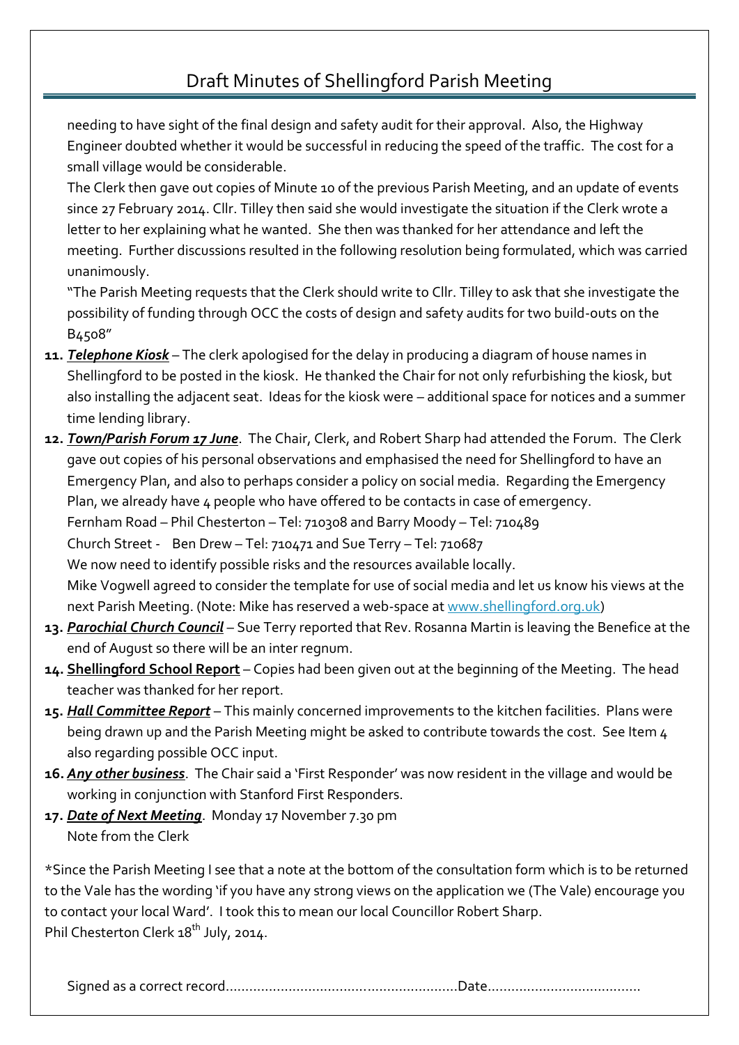needing to have sight of the final design and safety audit for their approval. Also, the Highway Engineer doubted whether it would be successful in reducing the speed of the traffic. The cost for a small village would be considerable.

The Clerk then gave out copies of Minute 10 of the previous Parish Meeting, and an update of events since 27 February 2014. Cllr. Tilley then said she would investigate the situation if the Clerk wrote a letter to her explaining what he wanted. She then was thanked for her attendance and left the meeting. Further discussions resulted in the following resolution being formulated, which was carried unanimously.

"The Parish Meeting requests that the Clerk should write to Cllr. Tilley to ask that she investigate the possibility of funding through OCC the costs of design and safety audits for two build-outs on the B4508"

11. ***Telephone Kiosk*** – The clerk apologised for the delay in producing a diagram of house names in Shellingford to be posted in the kiosk. He thanked the Chair for not only refurbishing the kiosk, but also installing the adjacent seat. Ideas for the kiosk were – additional space for notices and a summer time lending library.

12. ***Town/Parish Forum 17 June***. The Chair, Clerk, and Robert Sharp had attended the Forum. The Clerk gave out copies of his personal observations and emphasised the need for Shellingford to have an Emergency Plan, and also to perhaps consider a policy on social media. Regarding the Emergency Plan, we already have 4 people who have offered to be contacts in case of emergency.
    Fernham Road – Phil Chesterton – Tel: 710308 and Barry Moody – Tel: 710489
    Church Street - Ben Drew – Tel: 710471 and Sue Terry – Tel: 710687
    We now need to identify possible risks and the resources available locally.
    Mike Vogwell agreed to consider the template for use of social media and let us know his views at the next Parish Meeting. (Note: Mike has reserved a web-space at www.shellingford.org.uk)

13. ***Parochial Church Council*** – Sue Terry reported that Rev. Rosanna Martin is leaving the Benefice at the end of August so there will be an inter regnum.

14. **Shellingford School Report** – Copies had been given out at the beginning of the Meeting. The head teacher was thanked for her report.

15. ***Hall Committee Report*** – This mainly concerned improvements to the kitchen facilities. Plans were being drawn up and the Parish Meeting might be asked to contribute towards the cost. See Item 4 also regarding possible OCC input.

16. ***Any other business***. The Chair said a 'First Responder' was now resident in the village and would be working in conjunction with Stanford First Responders.

17. ***Date of Next Meeting***. Monday 17 November 7.30 pm
    Note from the Clerk

*Since the Parish Meeting I see that a note at the bottom of the consultation form which is to be returned to the Vale has the wording 'if you have any strong views on the application we (The Vale) encourage you to contact your local Ward'. I took this to mean our local Councillor Robert Sharp.
Phil Chesterton Clerk 18th July, 2014.

Signed as a correct record…………………………………………………Date…………………………………